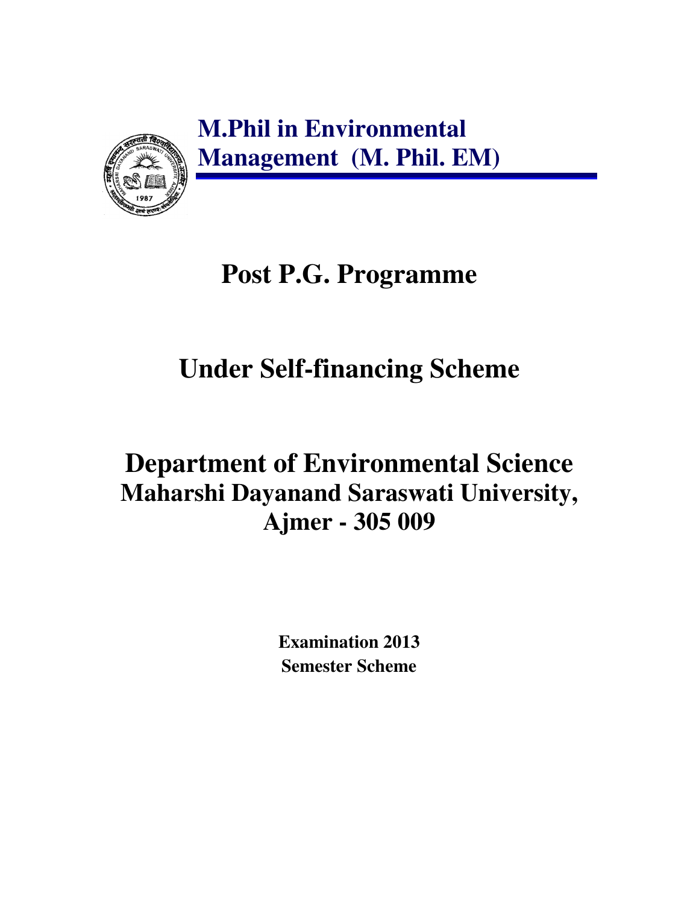# M.Phil in Environmental Management (M. Phil. EM)

## Post P.G. Programme

## Under Self-financing Scheme

## Department of Environmental Science
### Maharshi Dayanand Saraswati University, Ajmer - 305 009

**Examination 2013**
**Semester Scheme**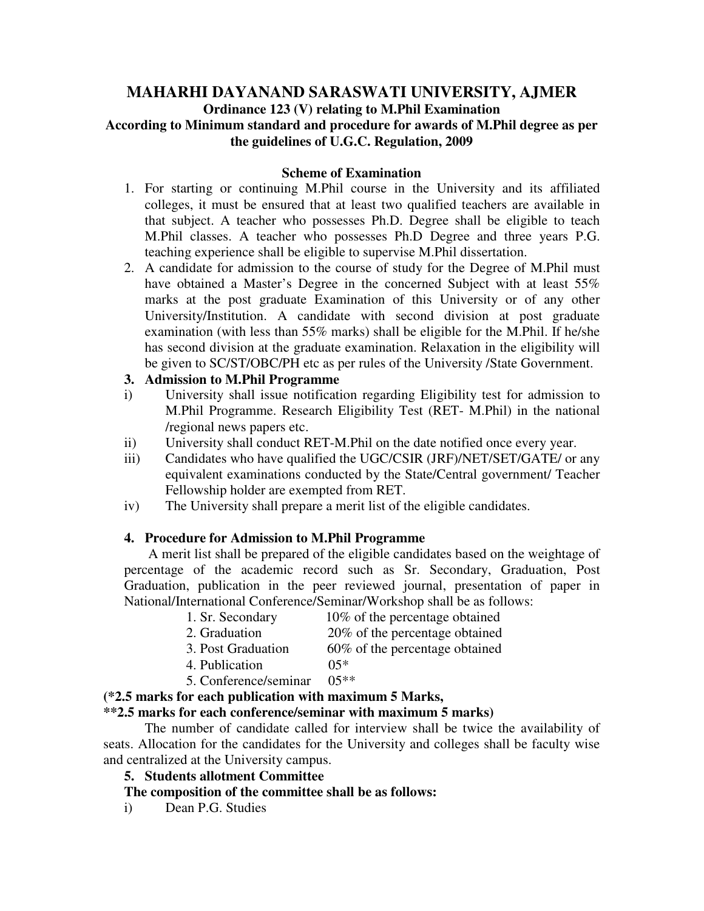# MAHARHI DAYANAND SARASWATI UNIVERSITY, AJMER

## Ordinance 123 (V) relating to M.Phil Examination

## According to Minimum standard and procedure for awards of M.Phil degree as per the guidelines of U.G.C. Regulation, 2009

### Scheme of Examination

1. For starting or continuing M.Phil course in the University and its affiliated colleges, it must be ensured that at least two qualified teachers are available in that subject. A teacher who possesses Ph.D. Degree shall be eligible to teach M.Phil classes. A teacher who possesses Ph.D Degree and three years P.G. teaching experience shall be eligible to supervise M.Phil dissertation.
2. A candidate for admission to the course of study for the Degree of M.Phil must have obtained a Master's Degree in the concerned Subject with at least 55% marks at the post graduate Examination of this University or of any other University/Institution. A candidate with second division at post graduate examination (with less than 55% marks) shall be eligible for the M.Phil. If he/she has second division at the graduate examination. Relaxation in the eligibility will be given to SC/ST/OBC/PH etc as per rules of the University /State Government.

**3. Admission to M.Phil Programme**

i) University shall issue notification regarding Eligibility test for admission to M.Phil Programme. Research Eligibility Test (RET- M.Phil) in the national /regional news papers etc.

ii) University shall conduct RET-M.Phil on the date notified once every year.

iii) Candidates who have qualified the UGC/CSIR (JRF)/NET/SET/GATE/ or any equivalent examinations conducted by the State/Central government/ Teacher Fellowship holder are exempted from RET.

iv) The University shall prepare a merit list of the eligible candidates.

**4. Procedure for Admission to M.Phil Programme**

A merit list shall be prepared of the eligible candidates based on the weightage of percentage of the academic record such as Sr. Secondary, Graduation, Post Graduation, publication in the peer reviewed journal, presentation of paper in National/International Conference/Seminar/Workshop shall be as follows:

| | |
|---|---|
| 1. Sr. Secondary | 10% of the percentage obtained |
| 2. Graduation | 20% of the percentage obtained |
| 3. Post Graduation | 60% of the percentage obtained |
| 4. Publication | 05* |
| 5. Conference/seminar | 05** |

**(*2.5 marks for each publication with maximum 5 Marks,**
**\*\*2.5 marks for each conference/seminar with maximum 5 marks)**

The number of candidate called for interview shall be twice the availability of seats. Allocation for the candidates for the University and colleges shall be faculty wise and centralized at the University campus.

**5. Students allotment Committee**

**The composition of the committee shall be as follows:**

i) Dean P.G. Studies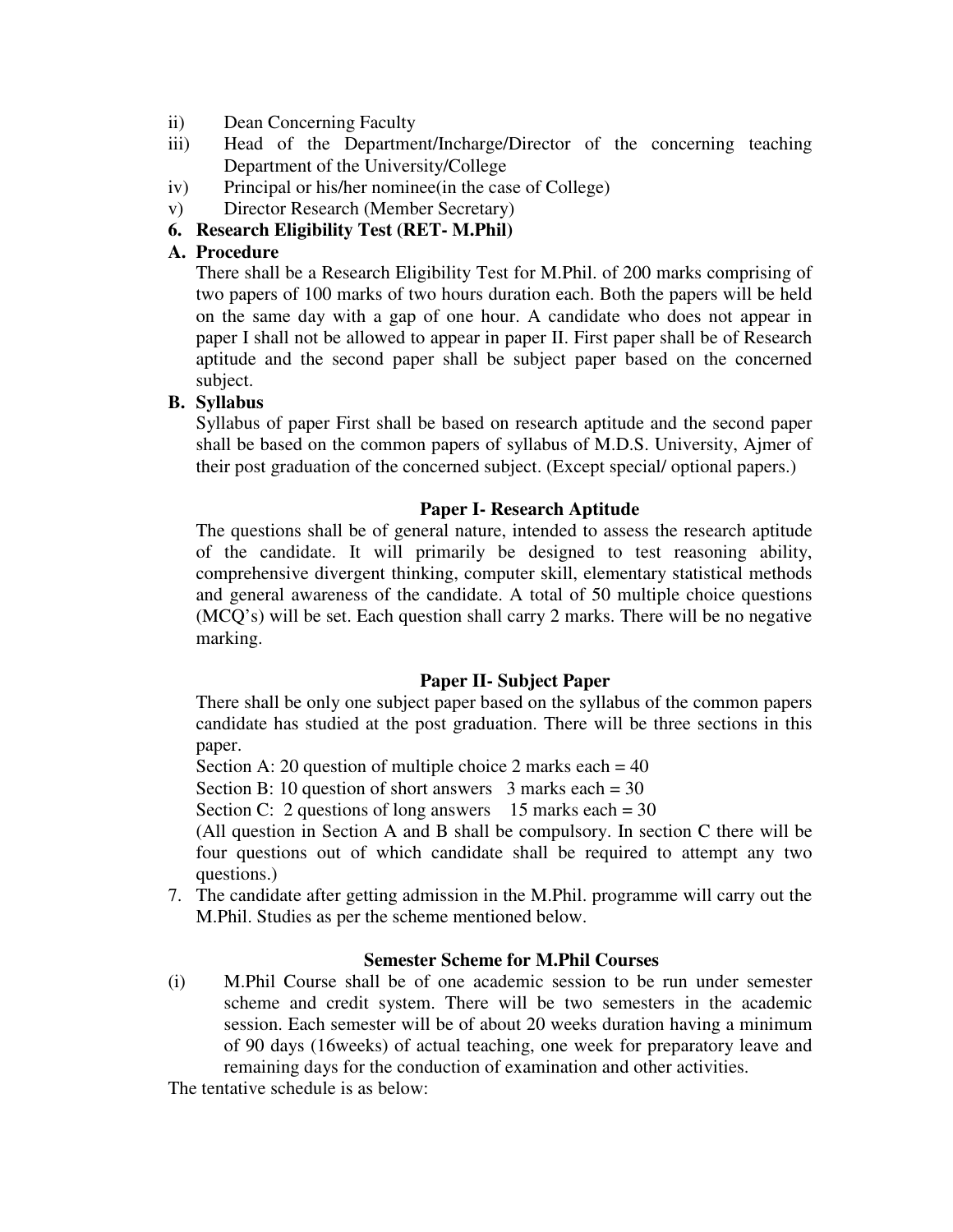ii) Dean Concerning Faculty

iii) Head of the Department/Incharge/Director of the concerning teaching Department of the University/College

iv) Principal or his/her nominee(in the case of College)

v) Director Research (Member Secretary)

**6. Research Eligibility Test (RET- M.Phil)**

**A. Procedure**

There shall be a Research Eligibility Test for M.Phil. of 200 marks comprising of two papers of 100 marks of two hours duration each. Both the papers will be held on the same day with a gap of one hour. A candidate who does not appear in paper I shall not be allowed to appear in paper II. First paper shall be of Research aptitude and the second paper shall be subject paper based on the concerned subject.

**B. Syllabus**

Syllabus of paper First shall be based on research aptitude and the second paper shall be based on the common papers of syllabus of M.D.S. University, Ajmer of their post graduation of the concerned subject. (Except special/ optional papers.)

**Paper I- Research Aptitude**

The questions shall be of general nature, intended to assess the research aptitude of the candidate. It will primarily be designed to test reasoning ability, comprehensive divergent thinking, computer skill, elementary statistical methods and general awareness of the candidate. A total of 50 multiple choice questions (MCQ's) will be set. Each question shall carry 2 marks. There will be no negative marking.

**Paper II- Subject Paper**

There shall be only one subject paper based on the syllabus of the common papers candidate has studied at the post graduation. There will be three sections in this paper.

Section A: 20 question of multiple choice 2 marks each = 40

Section B: 10 question of short answers 3 marks each = 30

Section C: 2 questions of long answers 15 marks each = 30

(All question in Section A and B shall be compulsory. In section C there will be four questions out of which candidate shall be required to attempt any two questions.)

7. The candidate after getting admission in the M.Phil. programme will carry out the M.Phil. Studies as per the scheme mentioned below.

**Semester Scheme for M.Phil Courses**

(i) M.Phil Course shall be of one academic session to be run under semester scheme and credit system. There will be two semesters in the academic session. Each semester will be of about 20 weeks duration having a minimum of 90 days (16weeks) of actual teaching, one week for preparatory leave and remaining days for the conduction of examination and other activities.

The tentative schedule is as below: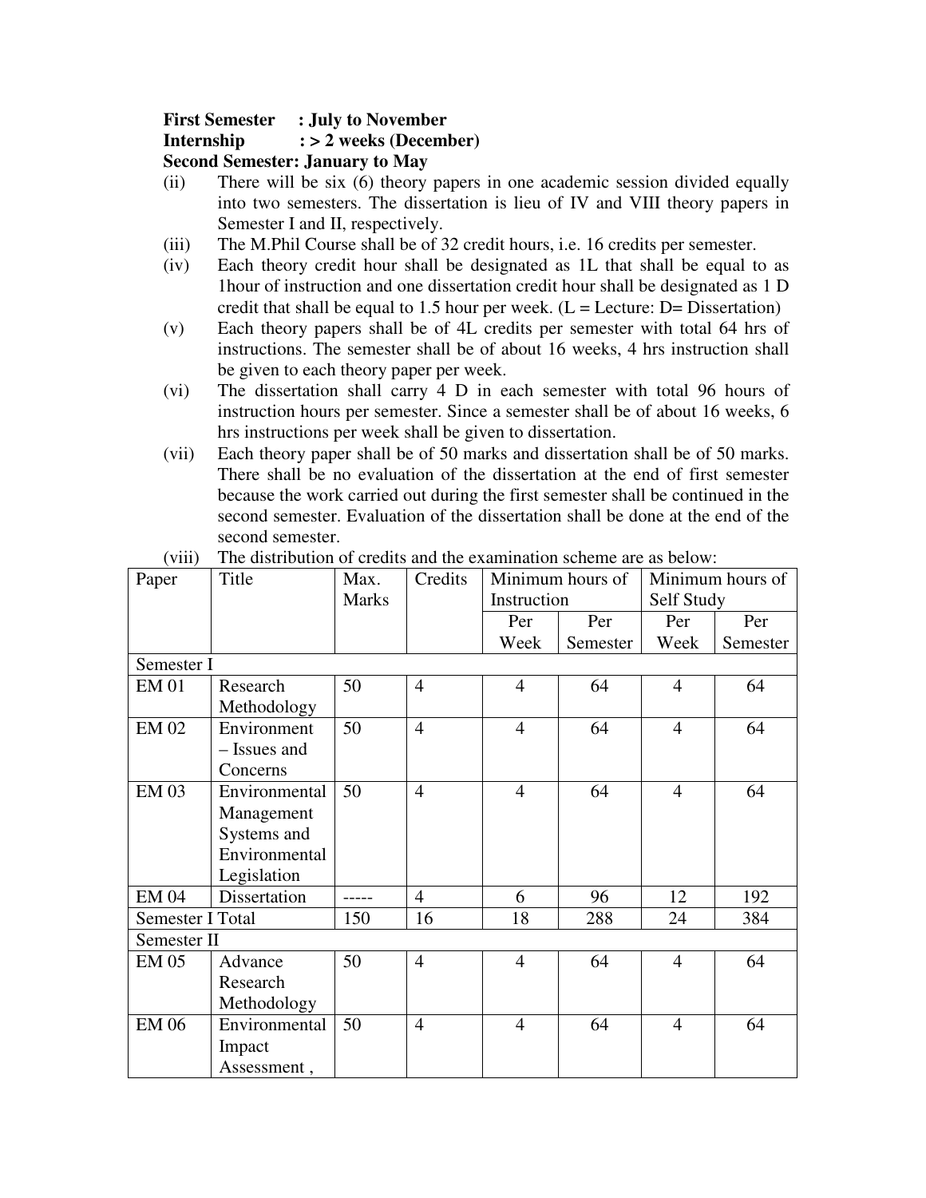**First Semester : July to November**
**Internship : > 2 weeks (December)**
**Second Semester: January to May**

(ii) There will be six (6) theory papers in one academic session divided equally into two semesters. The dissertation is lieu of IV and VIII theory papers in Semester I and II, respectively.

(iii) The M.Phil Course shall be of 32 credit hours, i.e. 16 credits per semester.

(iv) Each theory credit hour shall be designated as 1L that shall be equal to as 1hour of instruction and one dissertation credit hour shall be designated as 1 D credit that shall be equal to 1.5 hour per week. (L = Lecture: D= Dissertation)

(v) Each theory papers shall be of 4L credits per semester with total 64 hrs of instructions. The semester shall be of about 16 weeks, 4 hrs instruction shall be given to each theory paper per week.

(vi) The dissertation shall carry 4 D in each semester with total 96 hours of instruction hours per semester. Since a semester shall be of about 16 weeks, 6 hrs instructions per week shall be given to dissertation.

(vii) Each theory paper shall be of 50 marks and dissertation shall be of 50 marks. There shall be no evaluation of the dissertation at the end of first semester because the work carried out during the first semester shall be continued in the second semester. Evaluation of the dissertation shall be done at the end of the second semester.

(viii) The distribution of credits and the examination scheme are as below:

| Paper | Title | Max. Marks | Credits | Minimum hours of Instruction | | Minimum hours of Self Study | |
|---|---|---|---|---|---|---|---|
| | | | | Per Week | Per Semester | Per Week | Per Semester |
| Semester I | | | | | | | |
| EM 01 | Research Methodology | 50 | 4 | 4 | 64 | 4 | 64 |
| EM 02 | Environment – Issues and Concerns | 50 | 4 | 4 | 64 | 4 | 64 |
| EM 03 | Environmental Management Systems and Environmental Legislation | 50 | 4 | 4 | 64 | 4 | 64 |
| EM 04 | Dissertation | ----- | 4 | 6 | 96 | 12 | 192 |
| Semester I Total | | 150 | 16 | 18 | 288 | 24 | 384 |
| Semester II | | | | | | | |
| EM 05 | Advance Research Methodology | 50 | 4 | 4 | 64 | 4 | 64 |
| EM 06 | Environmental Impact Assessment , | 50 | 4 | 4 | 64 | 4 | 64 |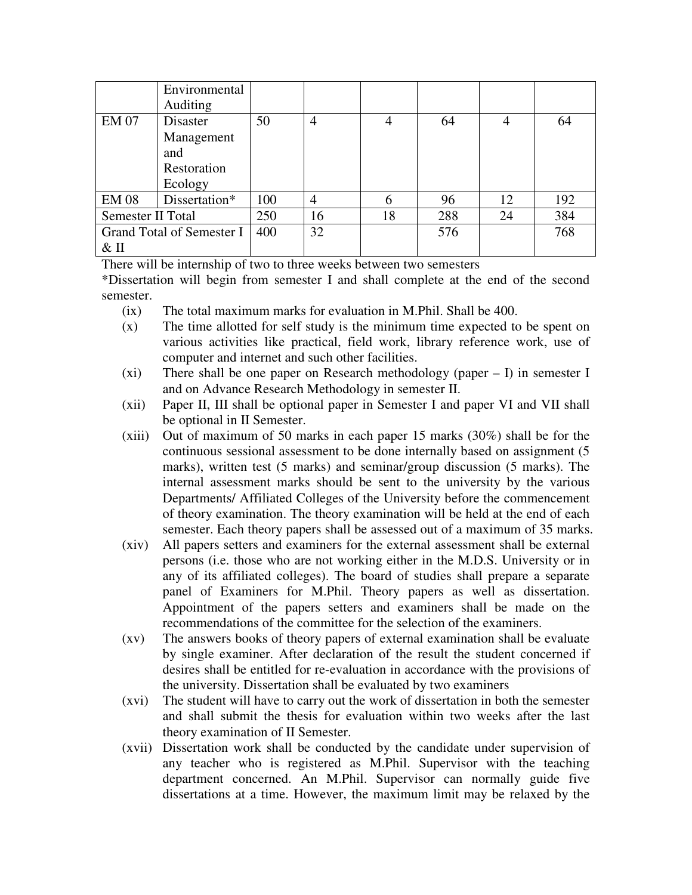| | Environmental Auditing | | | | | | |
|---|---|---|---|---|---|---|---|
| EM 07 | Disaster Management and Restoration Ecology | 50 | 4 | 4 | 64 | 4 | 64 |
| EM 08 | Dissertation* | 100 | 4 | 6 | 96 | 12 | 192 |
| Semester II Total | | 250 | 16 | 18 | 288 | 24 | 384 |
| Grand Total of Semester I & II | | 400 | 32 | | 576 | | 768 |

There will be internship of two to three weeks between two semesters

*Dissertation will begin from semester I and shall complete at the end of the second semester.

(ix) The total maximum marks for evaluation in M.Phil. Shall be 400.

(x) The time allotted for self study is the minimum time expected to be spent on various activities like practical, field work, library reference work, use of computer and internet and such other facilities.

(xi) There shall be one paper on Research methodology (paper – I) in semester I and on Advance Research Methodology in semester II.

(xii) Paper II, III shall be optional paper in Semester I and paper VI and VII shall be optional in II Semester.

(xiii) Out of maximum of 50 marks in each paper 15 marks (30%) shall be for the continuous sessional assessment to be done internally based on assignment (5 marks), written test (5 marks) and seminar/group discussion (5 marks). The internal assessment marks should be sent to the university by the various Departments/ Affiliated Colleges of the University before the commencement of theory examination. The theory examination will be held at the end of each semester. Each theory papers shall be assessed out of a maximum of 35 marks.

(xiv) All papers setters and examiners for the external assessment shall be external persons (i.e. those who are not working either in the M.D.S. University or in any of its affiliated colleges). The board of studies shall prepare a separate panel of Examiners for M.Phil. Theory papers as well as dissertation. Appointment of the papers setters and examiners shall be made on the recommendations of the committee for the selection of the examiners.

(xv) The answers books of theory papers of external examination shall be evaluate by single examiner. After declaration of the result the student concerned if desires shall be entitled for re-evaluation in accordance with the provisions of the university. Dissertation shall be evaluated by two examiners

(xvi) The student will have to carry out the work of dissertation in both the semester and shall submit the thesis for evaluation within two weeks after the last theory examination of II Semester.

(xvii) Dissertation work shall be conducted by the candidate under supervision of any teacher who is registered as M.Phil. Supervisor with the teaching department concerned. An M.Phil. Supervisor can normally guide five dissertations at a time. However, the maximum limit may be relaxed by the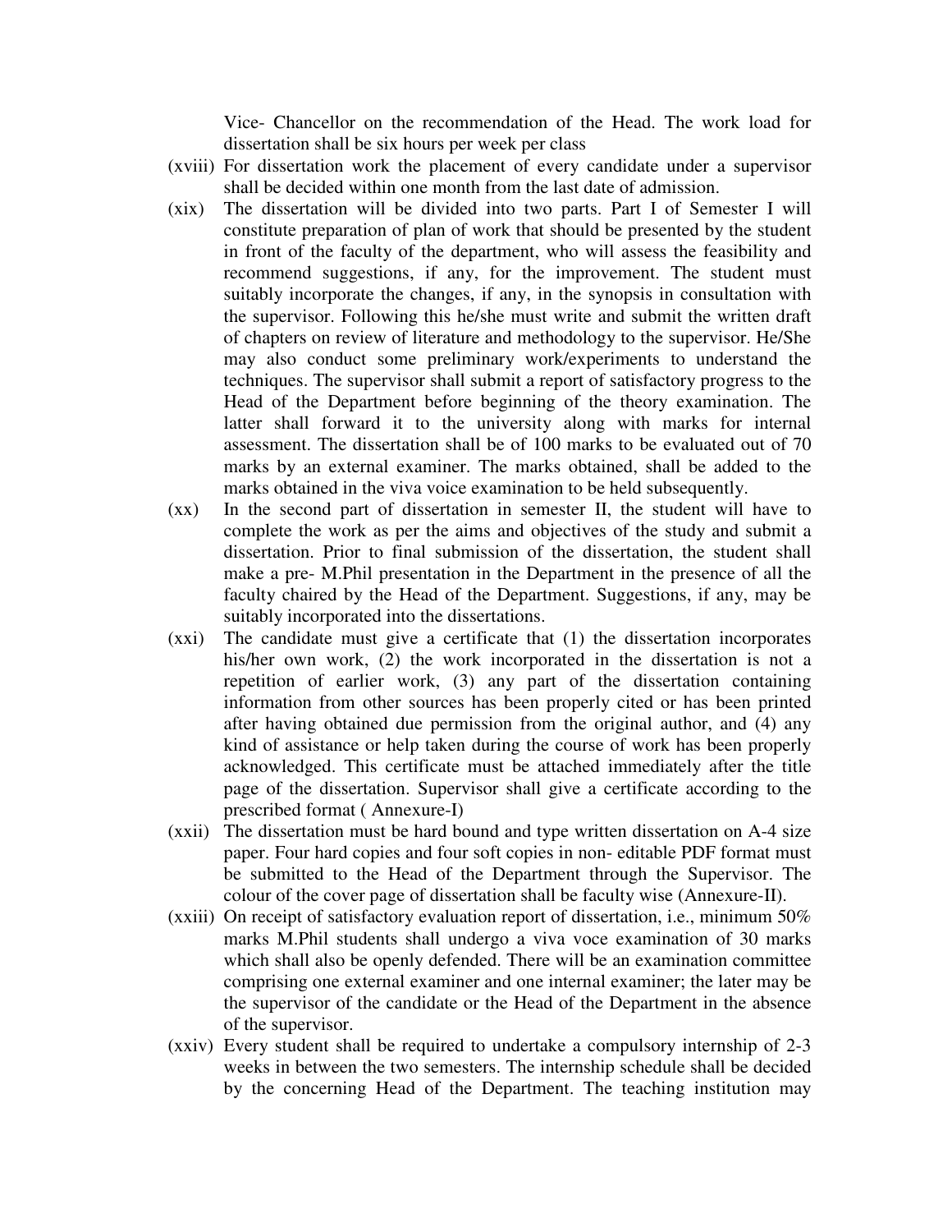Vice- Chancellor on the recommendation of the Head. The work load for dissertation shall be six hours per week per class

(xviii) For dissertation work the placement of every candidate under a supervisor shall be decided within one month from the last date of admission.

(xix) The dissertation will be divided into two parts. Part I of Semester I will constitute preparation of plan of work that should be presented by the student in front of the faculty of the department, who will assess the feasibility and recommend suggestions, if any, for the improvement. The student must suitably incorporate the changes, if any, in the synopsis in consultation with the supervisor. Following this he/she must write and submit the written draft of chapters on review of literature and methodology to the supervisor. He/She may also conduct some preliminary work/experiments to understand the techniques. The supervisor shall submit a report of satisfactory progress to the Head of the Department before beginning of the theory examination. The latter shall forward it to the university along with marks for internal assessment. The dissertation shall be of 100 marks to be evaluated out of 70 marks by an external examiner. The marks obtained, shall be added to the marks obtained in the viva voice examination to be held subsequently.

(xx) In the second part of dissertation in semester II, the student will have to complete the work as per the aims and objectives of the study and submit a dissertation. Prior to final submission of the dissertation, the student shall make a pre- M.Phil presentation in the Department in the presence of all the faculty chaired by the Head of the Department. Suggestions, if any, may be suitably incorporated into the dissertations.

(xxi) The candidate must give a certificate that (1) the dissertation incorporates his/her own work, (2) the work incorporated in the dissertation is not a repetition of earlier work, (3) any part of the dissertation containing information from other sources has been properly cited or has been printed after having obtained due permission from the original author, and (4) any kind of assistance or help taken during the course of work has been properly acknowledged. This certificate must be attached immediately after the title page of the dissertation. Supervisor shall give a certificate according to the prescribed format ( Annexure-I)

(xxii) The dissertation must be hard bound and type written dissertation on A-4 size paper. Four hard copies and four soft copies in non- editable PDF format must be submitted to the Head of the Department through the Supervisor. The colour of the cover page of dissertation shall be faculty wise (Annexure-II).

(xxiii) On receipt of satisfactory evaluation report of dissertation, i.e., minimum 50% marks M.Phil students shall undergo a viva voce examination of 30 marks which shall also be openly defended. There will be an examination committee comprising one external examiner and one internal examiner; the later may be the supervisor of the candidate or the Head of the Department in the absence of the supervisor.

(xxiv) Every student shall be required to undertake a compulsory internship of 2-3 weeks in between the two semesters. The internship schedule shall be decided by the concerning Head of the Department. The teaching institution may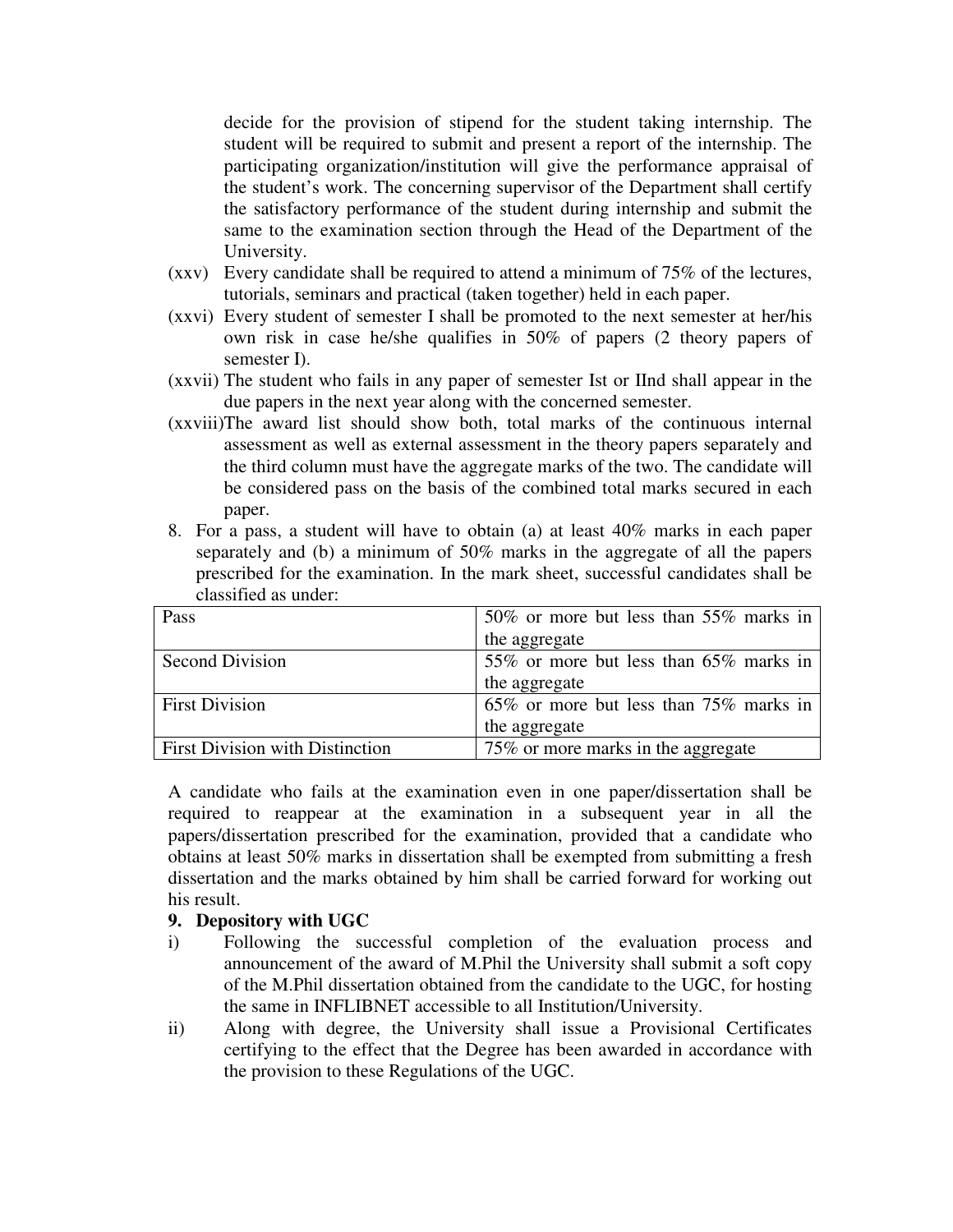decide for the provision of stipend for the student taking internship. The student will be required to submit and present a report of the internship. The participating organization/institution will give the performance appraisal of the student's work. The concerning supervisor of the Department shall certify the satisfactory performance of the student during internship and submit the same to the examination section through the Head of the Department of the University.

(xxv) Every candidate shall be required to attend a minimum of 75% of the lectures, tutorials, seminars and practical (taken together) held in each paper.

(xxvi) Every student of semester I shall be promoted to the next semester at her/his own risk in case he/she qualifies in 50% of papers (2 theory papers of semester I).

(xxvii) The student who fails in any paper of semester Ist or IInd shall appear in the due papers in the next year along with the concerned semester.

(xxviii) The award list should show both, total marks of the continuous internal assessment as well as external assessment in the theory papers separately and the third column must have the aggregate marks of the two. The candidate will be considered pass on the basis of the combined total marks secured in each paper.

8. For a pass, a student will have to obtain (a) at least 40% marks in each paper separately and (b) a minimum of 50% marks in the aggregate of all the papers prescribed for the examination. In the mark sheet, successful candidates shall be classified as under:

| Pass | 50% or more but less than 55% marks in the aggregate |
|---|---|
| Second Division | 55% or more but less than 65% marks in the aggregate |
| First Division | 65% or more but less than 75% marks in the aggregate |
| First Division with Distinction | 75% or more marks in the aggregate |

A candidate who fails at the examination even in one paper/dissertation shall be required to reappear at the examination in a subsequent year in all the papers/dissertation prescribed for the examination, provided that a candidate who obtains at least 50% marks in dissertation shall be exempted from submitting a fresh dissertation and the marks obtained by him shall be carried forward for working out his result.

**9. Depository with UGC**

i) Following the successful completion of the evaluation process and announcement of the award of M.Phil the University shall submit a soft copy of the M.Phil dissertation obtained from the candidate to the UGC, for hosting the same in INFLIBNET accessible to all Institution/University.

ii) Along with degree, the University shall issue a Provisional Certificates certifying to the effect that the Degree has been awarded in accordance with the provision to these Regulations of the UGC.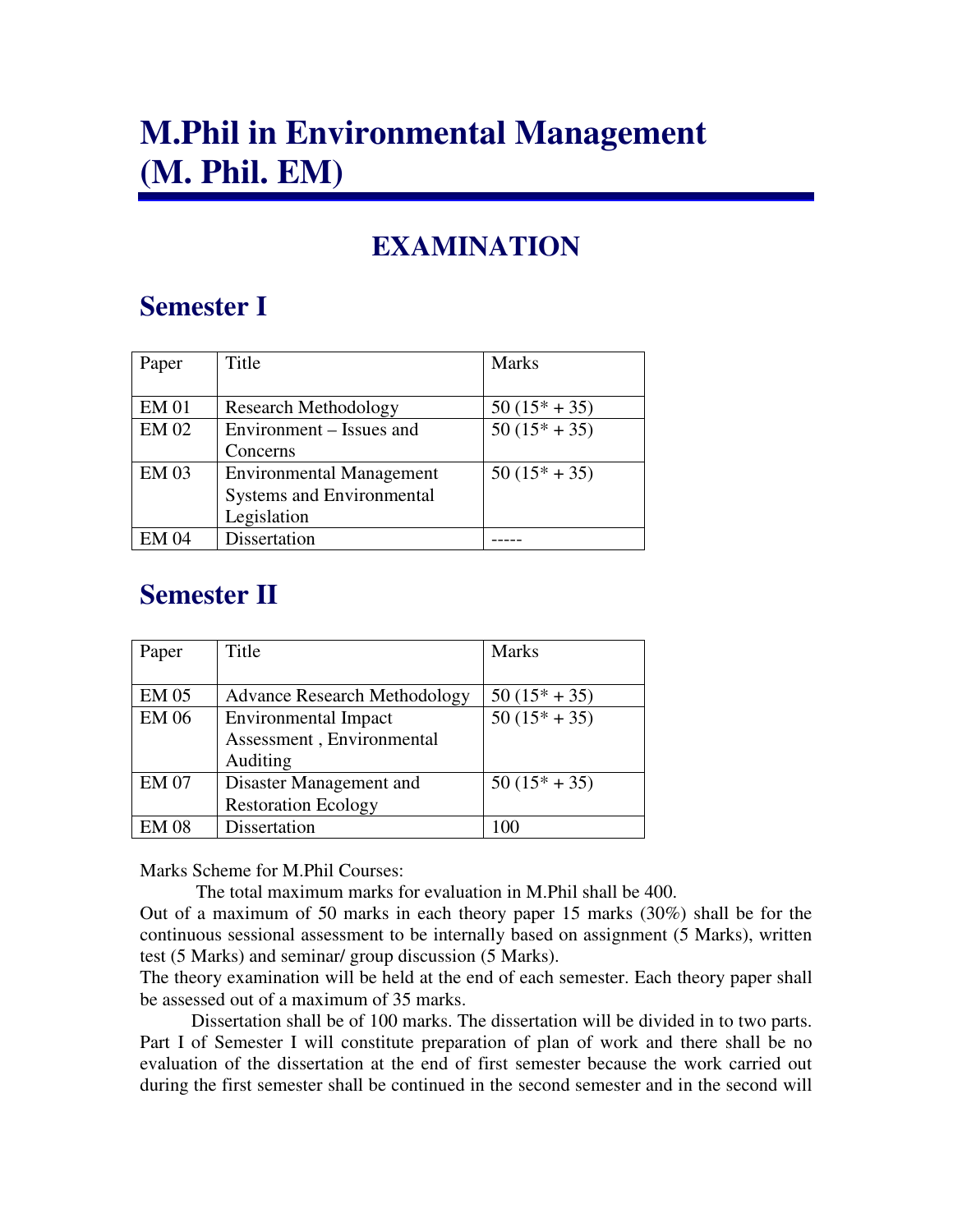# M.Phil in Environmental Management (M. Phil. EM)

## EXAMINATION

## Semester I

| Paper | Title | Marks |
|---|---|---|
| EM 01 | Research Methodology | 50 (15* + 35) |
| EM 02 | Environment – Issues and Concerns | 50 (15* + 35) |
| EM 03 | Environmental Management Systems and Environmental Legislation | 50 (15* + 35) |
| EM 04 | Dissertation | ----- |

## Semester II

| Paper | Title | Marks |
|---|---|---|
| EM 05 | Advance Research Methodology | 50 (15* + 35) |
| EM 06 | Environmental Impact Assessment , Environmental Auditing | 50 (15* + 35) |
| EM 07 | Disaster Management and Restoration Ecology | 50 (15* + 35) |
| EM 08 | Dissertation | 100 |

Marks Scheme for M.Phil Courses:

The total maximum marks for evaluation in M.Phil shall be 400.

Out of a maximum of 50 marks in each theory paper 15 marks (30%) shall be for the continuous sessional assessment to be internally based on assignment (5 Marks), written test (5 Marks) and seminar/ group discussion (5 Marks).

The theory examination will be held at the end of each semester. Each theory paper shall be assessed out of a maximum of 35 marks.

Dissertation shall be of 100 marks. The dissertation will be divided in to two parts. Part I of Semester I will constitute preparation of plan of work and there shall be no evaluation of the dissertation at the end of first semester because the work carried out during the first semester shall be continued in the second semester and in the second will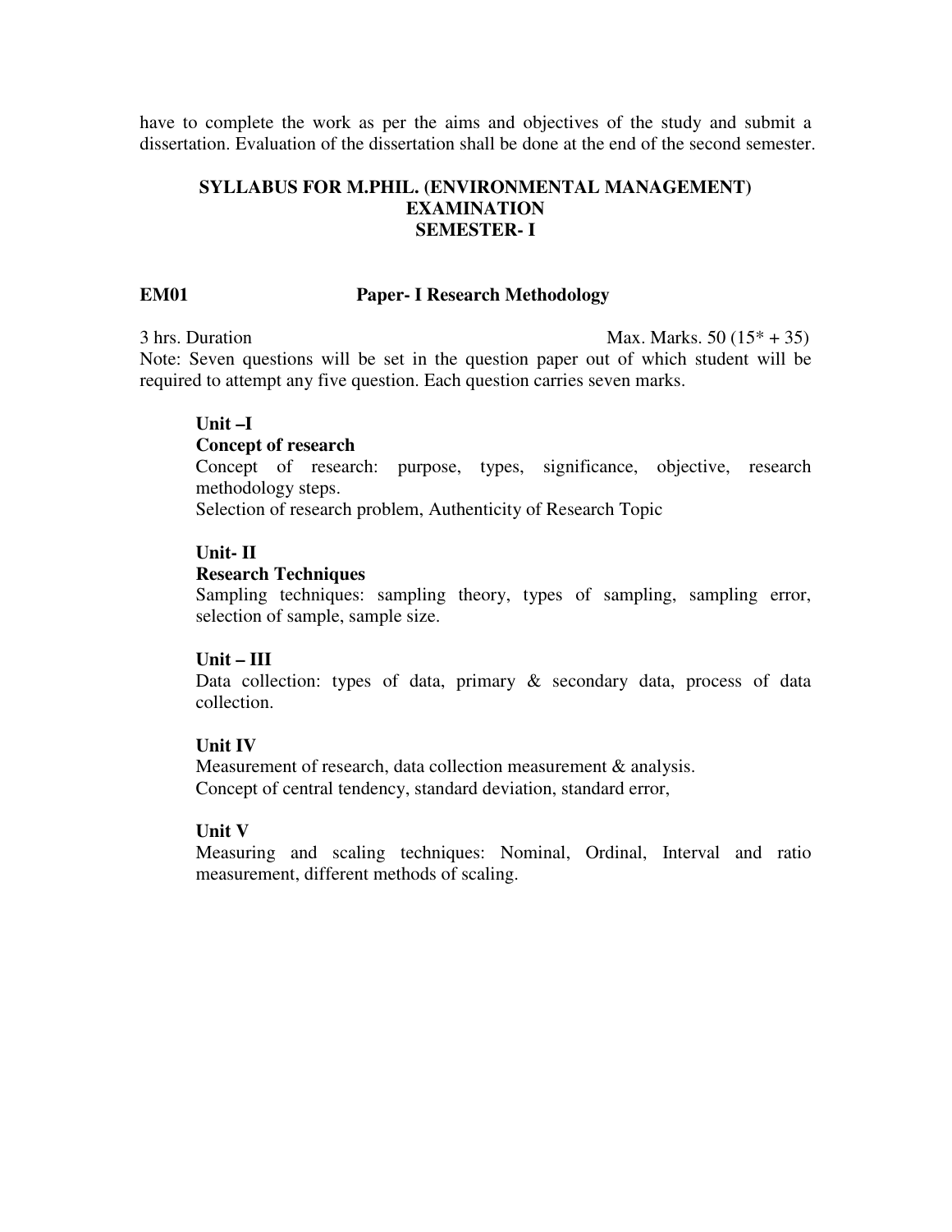have to complete the work as per the aims and objectives of the study and submit a dissertation. Evaluation of the dissertation shall be done at the end of the second semester.

## SYLLABUS FOR M.PHIL. (ENVIRONMENTAL MANAGEMENT) EXAMINATION SEMESTER- I

### EM01 Paper- I Research Methodology

3 hrs. Duration Max. Marks. 50 (15* + 35)

Note: Seven questions will be set in the question paper out of which student will be required to attempt any five question. Each question carries seven marks.

**Unit –I**

**Concept of research**

Concept of research: purpose, types, significance, objective, research methodology steps.

Selection of research problem, Authenticity of Research Topic

**Unit- II**

**Research Techniques**

Sampling techniques: sampling theory, types of sampling, sampling error, selection of sample, sample size.

**Unit – III**

Data collection: types of data, primary & secondary data, process of data collection.

**Unit IV**

Measurement of research, data collection measurement & analysis.

Concept of central tendency, standard deviation, standard error,

**Unit V**

Measuring and scaling techniques: Nominal, Ordinal, Interval and ratio measurement, different methods of scaling.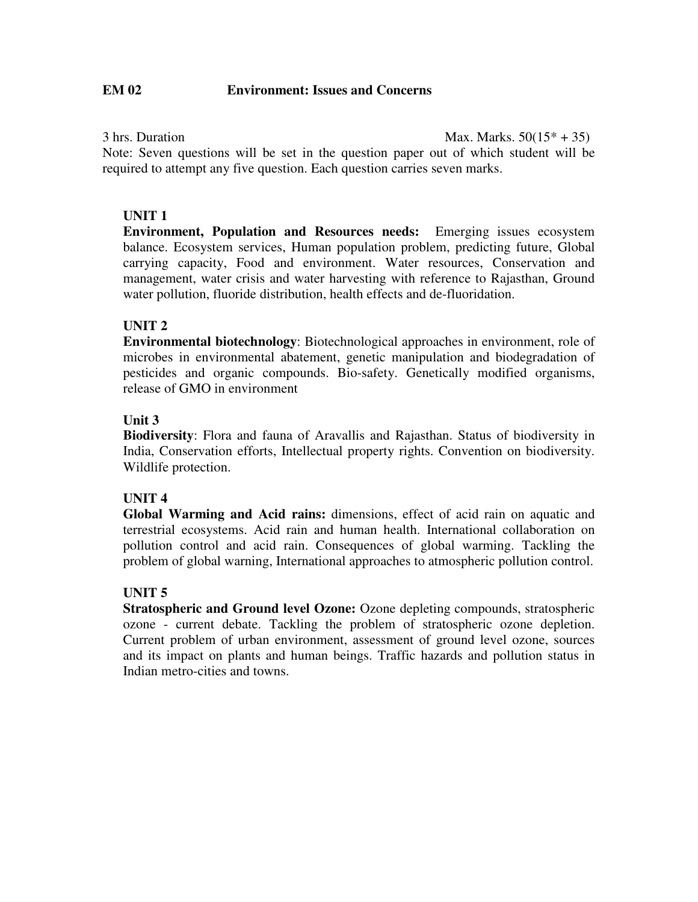## EM 02 Environment: Issues and Concerns

3 hrs. Duration Max. Marks. 50(15* + 35)

Note: Seven questions will be set in the question paper out of which student will be required to attempt any five question. Each question carries seven marks.

### UNIT 1

**Environment, Population and Resources needs:** Emerging issues ecosystem balance. Ecosystem services, Human population problem, predicting future, Global carrying capacity, Food and environment. Water resources, Conservation and management, water crisis and water harvesting with reference to Rajasthan, Ground water pollution, fluoride distribution, health effects and de-fluoridation.

### UNIT 2

**Environmental biotechnology**: Biotechnological approaches in environment, role of microbes in environmental abatement, genetic manipulation and biodegradation of pesticides and organic compounds. Bio-safety. Genetically modified organisms, release of GMO in environment

### Unit 3

**Biodiversity**: Flora and fauna of Aravallis and Rajasthan. Status of biodiversity in India, Conservation efforts, Intellectual property rights. Convention on biodiversity. Wildlife protection.

### UNIT 4

**Global Warming and Acid rains:** dimensions, effect of acid rain on aquatic and terrestrial ecosystems. Acid rain and human health. International collaboration on pollution control and acid rain. Consequences of global warming. Tackling the problem of global warning, International approaches to atmospheric pollution control.

### UNIT 5

**Stratospheric and Ground level Ozone:** Ozone depleting compounds, stratospheric ozone - current debate. Tackling the problem of stratospheric ozone depletion. Current problem of urban environment, assessment of ground level ozone, sources and its impact on plants and human beings. Traffic hazards and pollution status in Indian metro-cities and towns.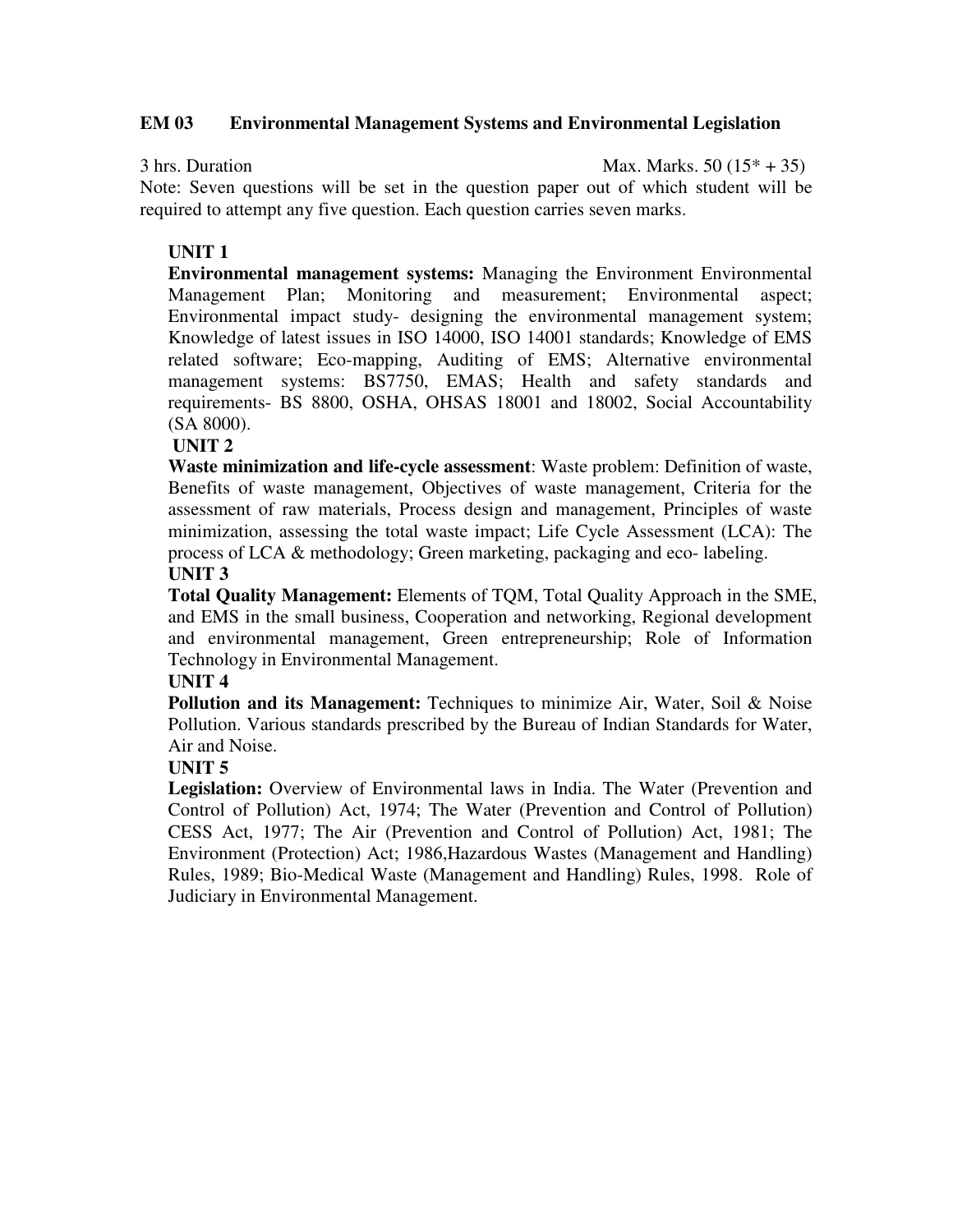## EM 03 Environmental Management Systems and Environmental Legislation

3 hrs. Duration Max. Marks. 50 (15* + 35)

Note: Seven questions will be set in the question paper out of which student will be required to attempt any five question. Each question carries seven marks.

### UNIT 1

**Environmental management systems:** Managing the Environment Environmental Management Plan; Monitoring and measurement; Environmental aspect; Environmental impact study- designing the environmental management system; Knowledge of latest issues in ISO 14000, ISO 14001 standards; Knowledge of EMS related software; Eco-mapping, Auditing of EMS; Alternative environmental management systems: BS7750, EMAS; Health and safety standards and requirements- BS 8800, OSHA, OHSAS 18001 and 18002, Social Accountability (SA 8000).

### UNIT 2

**Waste minimization and life-cycle assessment**: Waste problem: Definition of waste, Benefits of waste management, Objectives of waste management, Criteria for the assessment of raw materials, Process design and management, Principles of waste minimization, assessing the total waste impact; Life Cycle Assessment (LCA): The process of LCA & methodology; Green marketing, packaging and eco- labeling.

### UNIT 3

**Total Quality Management:** Elements of TQM, Total Quality Approach in the SME, and EMS in the small business, Cooperation and networking, Regional development and environmental management, Green entrepreneurship; Role of Information Technology in Environmental Management.

### UNIT 4

**Pollution and its Management:** Techniques to minimize Air, Water, Soil & Noise Pollution. Various standards prescribed by the Bureau of Indian Standards for Water, Air and Noise.

### UNIT 5

**Legislation:** Overview of Environmental laws in India. The Water (Prevention and Control of Pollution) Act, 1974; The Water (Prevention and Control of Pollution) CESS Act, 1977; The Air (Prevention and Control of Pollution) Act, 1981; The Environment (Protection) Act; 1986,Hazardous Wastes (Management and Handling) Rules, 1989; Bio-Medical Waste (Management and Handling) Rules, 1998. Role of Judiciary in Environmental Management.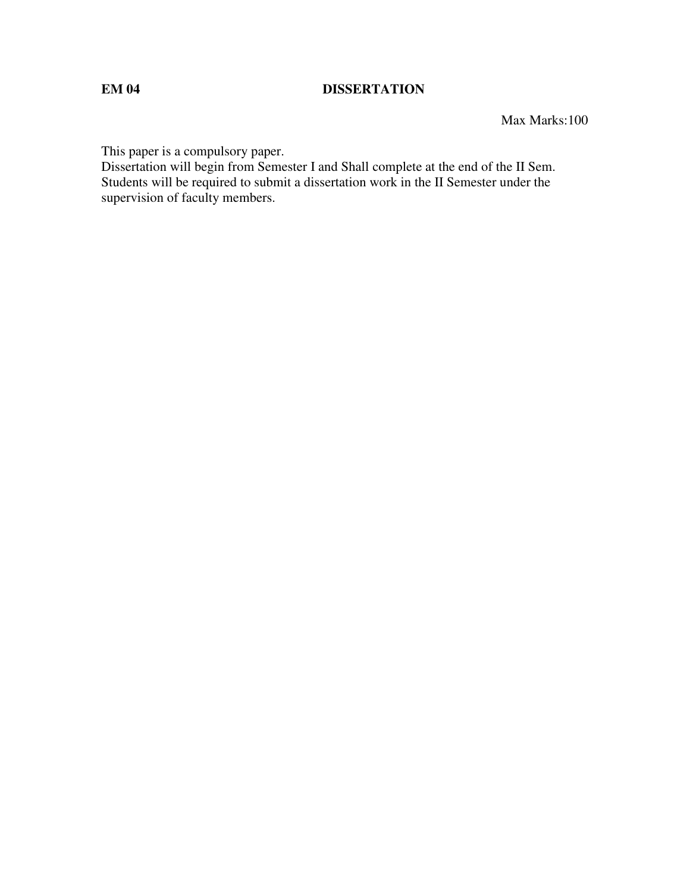**EM 04 DISSERTATION**

Max Marks:100

This paper is a compulsory paper.
Dissertation will begin from Semester I and Shall complete at the end of the II Sem.
Students will be required to submit a dissertation work in the II Semester under the supervision of faculty members.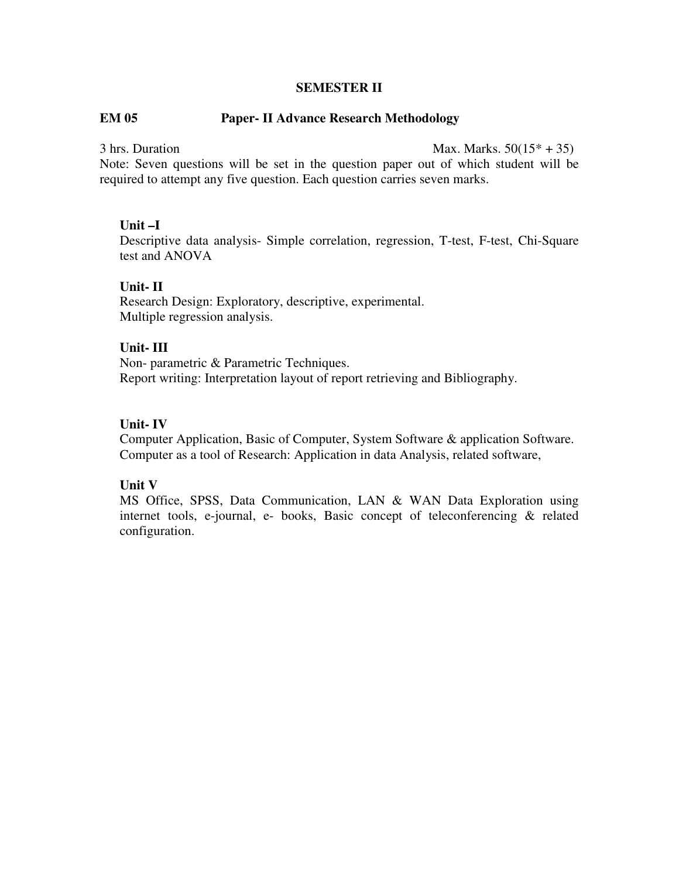## SEMESTER II

**EM 05** **Paper- II Advance Research Methodology**

3 hrs. Duration Max. Marks. 50(15* + 35)

Note: Seven questions will be set in the question paper out of which student will be required to attempt any five question. Each question carries seven marks.

**Unit –I**

Descriptive data analysis- Simple correlation, regression, T-test, F-test, Chi-Square test and ANOVA

**Unit- II**

Research Design: Exploratory, descriptive, experimental.
Multiple regression analysis.

**Unit- III**

Non- parametric & Parametric Techniques.
Report writing: Interpretation layout of report retrieving and Bibliography.

**Unit- IV**

Computer Application, Basic of Computer, System Software & application Software.
Computer as a tool of Research: Application in data Analysis, related software,

**Unit V**

MS Office, SPSS, Data Communication, LAN & WAN Data Exploration using internet tools, e-journal, e- books, Basic concept of teleconferencing & related configuration.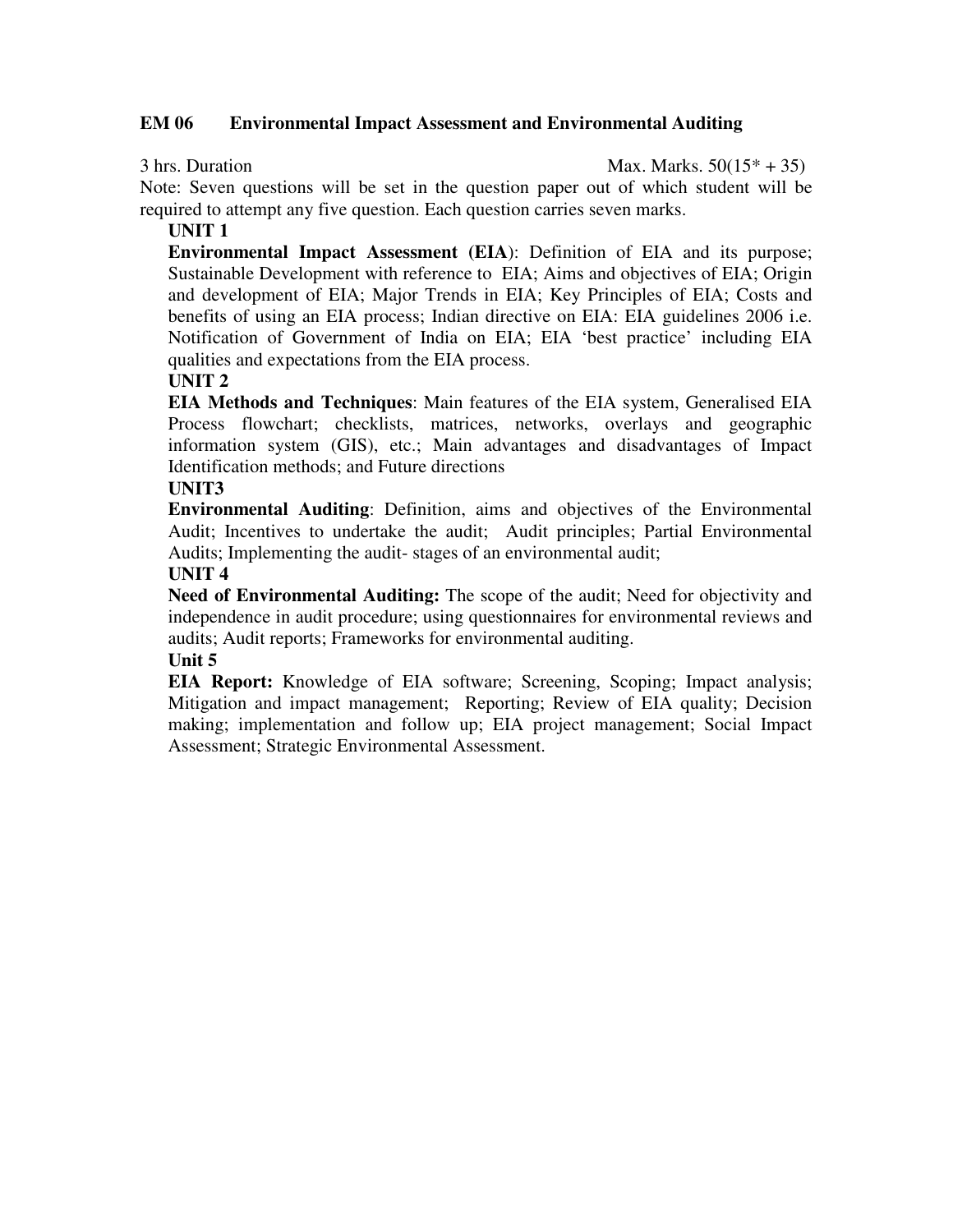**EM 06 Environmental Impact Assessment and Environmental Auditing**

3 hrs. Duration Max. Marks. 50(15* + 35)

Note: Seven questions will be set in the question paper out of which student will be required to attempt any five question. Each question carries seven marks.

**UNIT 1**

**Environmental Impact Assessment (EIA**): Definition of EIA and its purpose; Sustainable Development with reference to EIA; Aims and objectives of EIA; Origin and development of EIA; Major Trends in EIA; Key Principles of EIA; Costs and benefits of using an EIA process; Indian directive on EIA: EIA guidelines 2006 i.e. Notification of Government of India on EIA; EIA 'best practice' including EIA qualities and expectations from the EIA process.

**UNIT 2**

**EIA Methods and Techniques**: Main features of the EIA system, Generalised EIA Process flowchart; checklists, matrices, networks, overlays and geographic information system (GIS), etc.; Main advantages and disadvantages of Impact Identification methods; and Future directions

**UNIT3**

**Environmental Auditing**: Definition, aims and objectives of the Environmental Audit; Incentives to undertake the audit; Audit principles; Partial Environmental Audits; Implementing the audit- stages of an environmental audit;

**UNIT 4**

**Need of Environmental Auditing:** The scope of the audit; Need for objectivity and independence in audit procedure; using questionnaires for environmental reviews and audits; Audit reports; Frameworks for environmental auditing.

**Unit 5**

**EIA Report:** Knowledge of EIA software; Screening, Scoping; Impact analysis; Mitigation and impact management; Reporting; Review of EIA quality; Decision making; implementation and follow up; EIA project management; Social Impact Assessment; Strategic Environmental Assessment.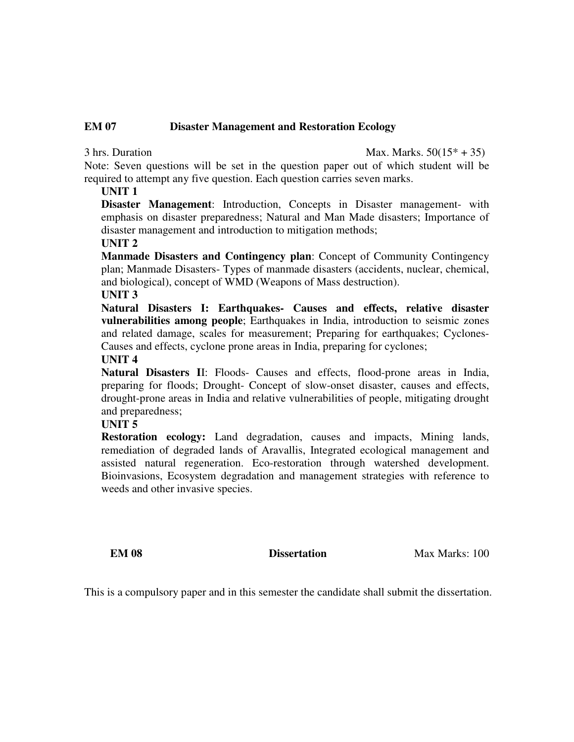**EM 07 Disaster Management and Restoration Ecology**

3 hrs. Duration Max. Marks. 50(15* + 35)

Note: Seven questions will be set in the question paper out of which student will be required to attempt any five question. Each question carries seven marks.

**UNIT 1**

**Disaster Management**: Introduction, Concepts in Disaster management- with emphasis on disaster preparedness; Natural and Man Made disasters; Importance of disaster management and introduction to mitigation methods;

**UNIT 2**

**Manmade Disasters and Contingency plan**: Concept of Community Contingency plan; Manmade Disasters- Types of manmade disasters (accidents, nuclear, chemical, and biological), concept of WMD (Weapons of Mass destruction).

**UNIT 3**

**Natural Disasters I: Earthquakes- Causes and effects, relative disaster vulnerabilities among people**; Earthquakes in India, introduction to seismic zones and related damage, scales for measurement; Preparing for earthquakes; Cyclones- Causes and effects, cyclone prone areas in India, preparing for cyclones;

**UNIT 4**

**Natural Disasters II**: Floods- Causes and effects, flood-prone areas in India, preparing for floods; Drought- Concept of slow-onset disaster, causes and effects, drought-prone areas in India and relative vulnerabilities of people, mitigating drought and preparedness;

**UNIT 5**

**Restoration ecology:** Land degradation, causes and impacts, Mining lands, remediation of degraded lands of Aravallis, Integrated ecological management and assisted natural regeneration. Eco-restoration through watershed development. Bioinvasions, Ecosystem degradation and management strategies with reference to weeds and other invasive species.

**EM 08 Dissertation** Max Marks: 100

This is a compulsory paper and in this semester the candidate shall submit the dissertation.